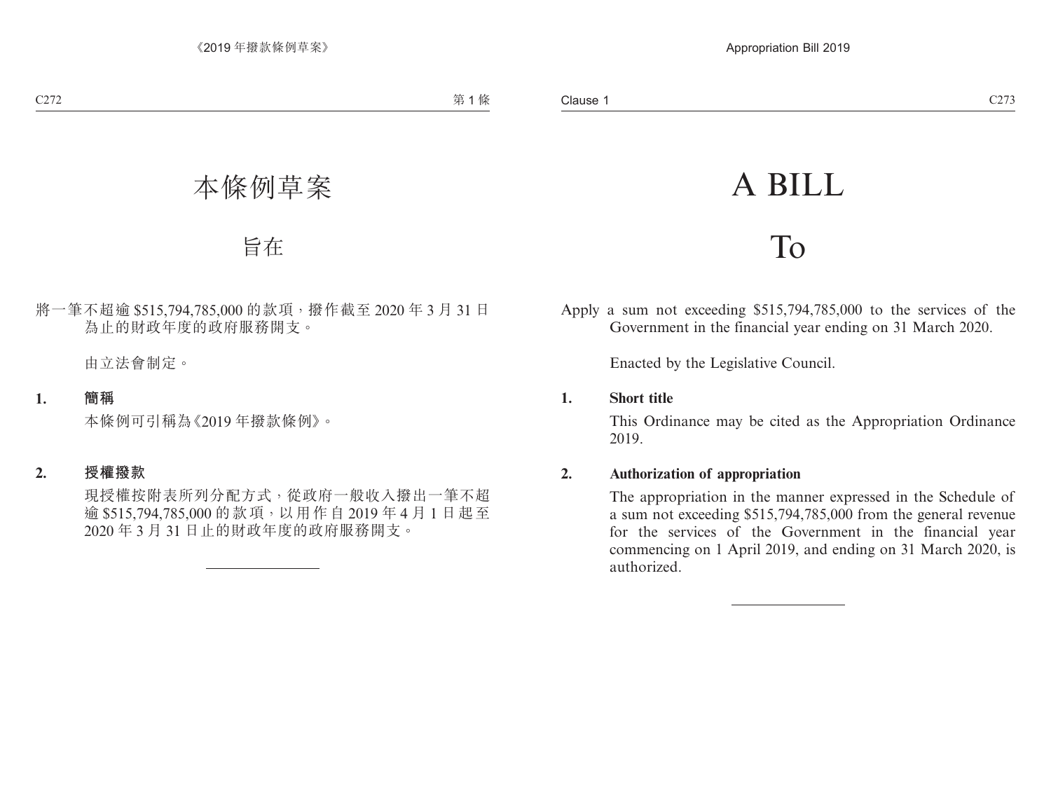# 本條例草案

## 旨在

將一筆不超逾 $515,794,785,000 的款項，撥作截至 2020 年 3 月 31 日為止的財政年度的政府服務開支。

由立法會制定。

**1. 簡稱**

本條例可引稱為《2019 年撥款條例》。

**2. 授權撥款**

現授權按附表所列分配方式，從政府一般收入撥出一筆不超逾 $515,794,785,000 的款項，以用作自 2019 年 4 月 1 日起至 2020 年 3 月 31 日止的財政年度的政府服務開支。

---

# A BILL

## To

Apply a sum not exceeding $515,794,785,000 to the services of the Government in the financial year ending on 31 March 2020.

Enacted by the Legislative Council.

**1. Short title**

This Ordinance may be cited as the Appropriation Ordinance 2019.

**2. Authorization of appropriation**

The appropriation in the manner expressed in the Schedule of a sum not exceeding $515,794,785,000 from the general revenue for the services of the Government in the financial year commencing on 1 April 2019, and ending on 31 March 2020, is authorized.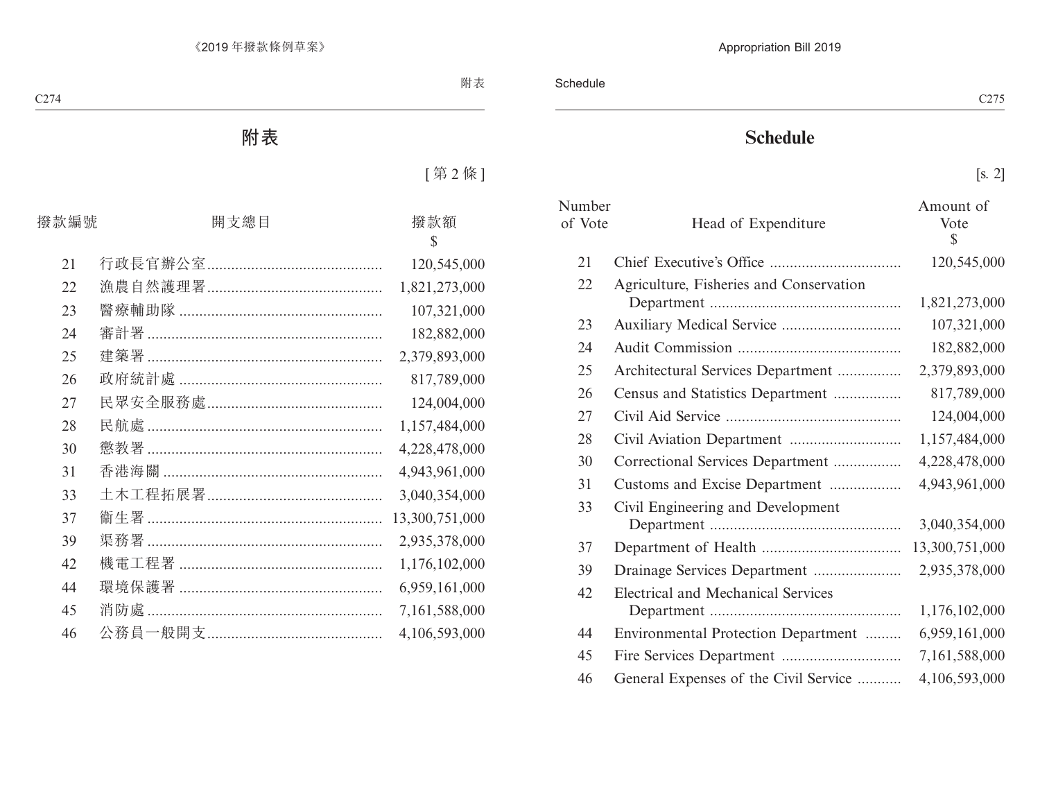# 附表

[第 2 條]

| 撥款編號 | 開支總目 | 撥款額 $ |
|---|---|---|
| 21 | 行政長官辦公室 | 120,545,000 |
| 22 | 漁農自然護理署 | 1,821,273,000 |
| 23 | 醫療輔助隊 | 107,321,000 |
| 24 | 審計署 | 182,882,000 |
| 25 | 建築署 | 2,379,893,000 |
| 26 | 政府統計處 | 817,789,000 |
| 27 | 民眾安全服務處 | 124,004,000 |
| 28 | 民航處 | 1,157,484,000 |
| 30 | 懲教署 | 4,228,478,000 |
| 31 | 香港海關 | 4,943,961,000 |
| 33 | 土木工程拓展署 | 3,040,354,000 |
| 37 | 衞生署 | 13,300,751,000 |
| 39 | 渠務署 | 2,935,378,000 |
| 42 | 機電工程署 | 1,176,102,000 |
| 44 | 環境保護署 | 6,959,161,000 |
| 45 | 消防處 | 7,161,588,000 |
| 46 | 公務員一般開支 | 4,106,593,000 |

# Schedule

[s. 2]

| Number of Vote | Head of Expenditure | Amount of Vote $ |
|---|---|---|
| 21 | Chief Executive's Office | 120,545,000 |
| 22 | Agriculture, Fisheries and Conservation Department | 1,821,273,000 |
| 23 | Auxiliary Medical Service | 107,321,000 |
| 24 | Audit Commission | 182,882,000 |
| 25 | Architectural Services Department | 2,379,893,000 |
| 26 | Census and Statistics Department | 817,789,000 |
| 27 | Civil Aid Service | 124,004,000 |
| 28 | Civil Aviation Department | 1,157,484,000 |
| 30 | Correctional Services Department | 4,228,478,000 |
| 31 | Customs and Excise Department | 4,943,961,000 |
| 33 | Civil Engineering and Development Department | 3,040,354,000 |
| 37 | Department of Health | 13,300,751,000 |
| 39 | Drainage Services Department | 2,935,378,000 |
| 42 | Electrical and Mechanical Services Department | 1,176,102,000 |
| 44 | Environmental Protection Department | 6,959,161,000 |
| 45 | Fire Services Department | 7,161,588,000 |
| 46 | General Expenses of the Civil Service | 4,106,593,000 |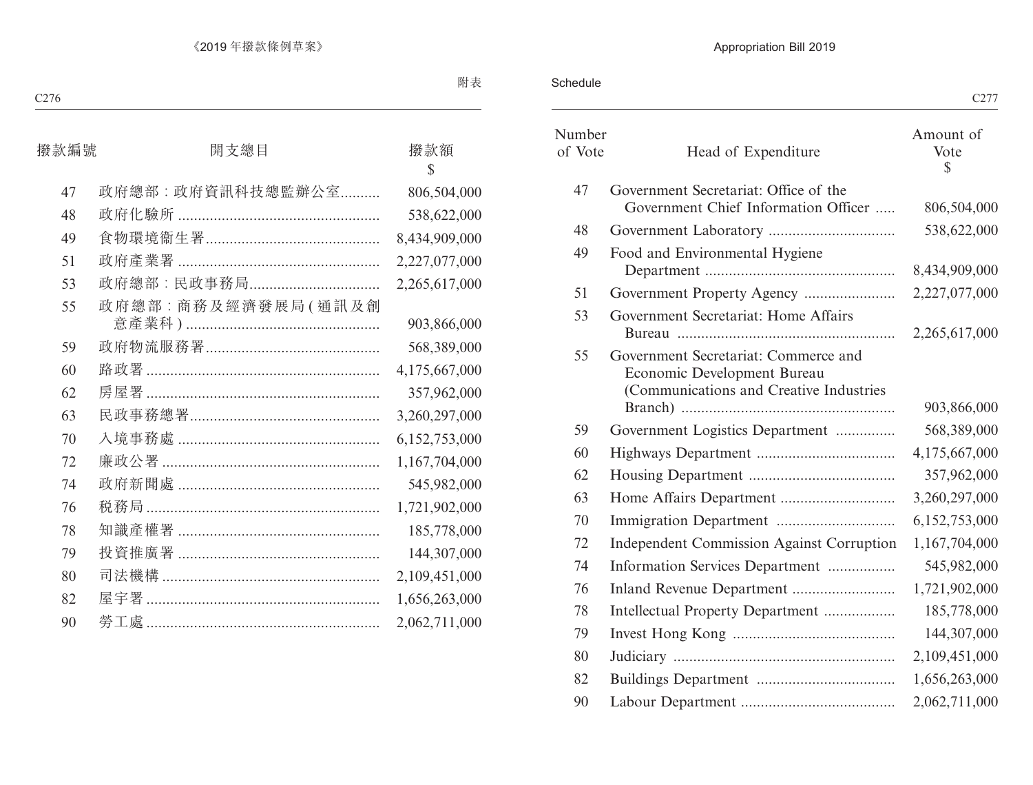附表

| 撥款編號 | 開支總目 | 撥款額<br>$ |
|---|---|---|
| 47 | 政府總部：政府資訊科技總監辦公室 | 806,504,000 |
| 48 | 政府化驗所 | 538,622,000 |
| 49 | 食物環境衞生署 | 8,434,909,000 |
| 51 | 政府產業署 | 2,227,077,000 |
| 53 | 政府總部：民政事務局 | 2,265,617,000 |
| 55 | 政府總部：商務及經濟發展局(通訊及創意產業科) | 903,866,000 |
| 59 | 政府物流服務署 | 568,389,000 |
| 60 | 路政署 | 4,175,667,000 |
| 62 | 房屋署 | 357,962,000 |
| 63 | 民政事務總署 | 3,260,297,000 |
| 70 | 入境事務處 | 6,152,753,000 |
| 72 | 廉政公署 | 1,167,704,000 |
| 74 | 政府新聞處 | 545,982,000 |
| 76 | 税務局 | 1,721,902,000 |
| 78 | 知識產權署 | 185,778,000 |
| 79 | 投資推廣署 | 144,307,000 |
| 80 | 司法機構 | 2,109,451,000 |
| 82 | 屋宇署 | 1,656,263,000 |
| 90 | 勞工處 | 2,062,711,000 |

Schedule

| Number of Vote | Head of Expenditure | Amount of Vote<br>$ |
|---|---|---|
| 47 | Government Secretariat: Office of the Government Chief Information Officer | 806,504,000 |
| 48 | Government Laboratory | 538,622,000 |
| 49 | Food and Environmental Hygiene Department | 8,434,909,000 |
| 51 | Government Property Agency | 2,227,077,000 |
| 53 | Government Secretariat: Home Affairs Bureau | 2,265,617,000 |
| 55 | Government Secretariat: Commerce and Economic Development Bureau (Communications and Creative Industries Branch) | 903,866,000 |
| 59 | Government Logistics Department | 568,389,000 |
| 60 | Highways Department | 4,175,667,000 |
| 62 | Housing Department | 357,962,000 |
| 63 | Home Affairs Department | 3,260,297,000 |
| 70 | Immigration Department | 6,152,753,000 |
| 72 | Independent Commission Against Corruption | 1,167,704,000 |
| 74 | Information Services Department | 545,982,000 |
| 76 | Inland Revenue Department | 1,721,902,000 |
| 78 | Intellectual Property Department | 185,778,000 |
| 79 | Invest Hong Kong | 144,307,000 |
| 80 | Judiciary | 2,109,451,000 |
| 82 | Buildings Department | 1,656,263,000 |
| 90 | Labour Department | 2,062,711,000 |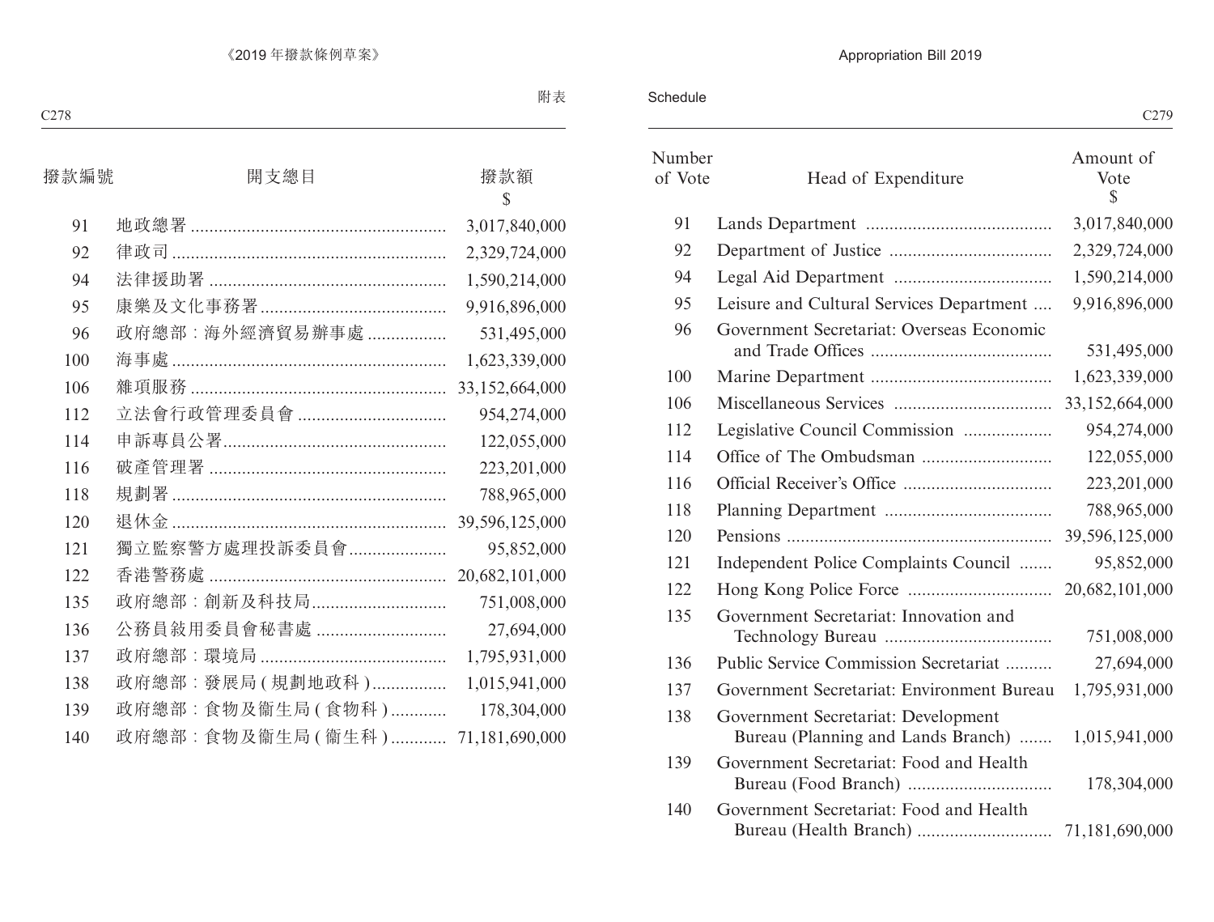附表

| 撥款編號 | 開支總目 | 撥款額 $ |
|---|---|---|
| 91 | 地政總署 | 3,017,840,000 |
| 92 | 律政司 | 2,329,724,000 |
| 94 | 法律援助署 | 1,590,214,000 |
| 95 | 康樂及文化事務署 | 9,916,896,000 |
| 96 | 政府總部：海外經濟貿易辦事處 | 531,495,000 |
| 100 | 海事處 | 1,623,339,000 |
| 106 | 雜項服務 | 33,152,664,000 |
| 112 | 立法會行政管理委員會 | 954,274,000 |
| 114 | 申訴專員公署 | 122,055,000 |
| 116 | 破產管理署 | 223,201,000 |
| 118 | 規劃署 | 788,965,000 |
| 120 | 退休金 | 39,596,125,000 |
| 121 | 獨立監察警方處理投訴委員會 | 95,852,000 |
| 122 | 香港警務處 | 20,682,101,000 |
| 135 | 政府總部：創新及科技局 | 751,008,000 |
| 136 | 公務員敍用委員會秘書處 | 27,694,000 |
| 137 | 政府總部：環境局 | 1,795,931,000 |
| 138 | 政府總部：發展局 (規劃地政科) | 1,015,941,000 |
| 139 | 政府總部：食物及衞生局 (食物科) | 178,304,000 |
| 140 | 政府總部：食物及衞生局 (衞生科) | 71,181,690,000 |

Schedule

| Number of Vote | Head of Expenditure | Amount of Vote $ |
|---|---|---|
| 91 | Lands Department | 3,017,840,000 |
| 92 | Department of Justice | 2,329,724,000 |
| 94 | Legal Aid Department | 1,590,214,000 |
| 95 | Leisure and Cultural Services Department | 9,916,896,000 |
| 96 | Government Secretariat: Overseas Economic and Trade Offices | 531,495,000 |
| 100 | Marine Department | 1,623,339,000 |
| 106 | Miscellaneous Services | 33,152,664,000 |
| 112 | Legislative Council Commission | 954,274,000 |
| 114 | Office of The Ombudsman | 122,055,000 |
| 116 | Official Receiver's Office | 223,201,000 |
| 118 | Planning Department | 788,965,000 |
| 120 | Pensions | 39,596,125,000 |
| 121 | Independent Police Complaints Council | 95,852,000 |
| 122 | Hong Kong Police Force | 20,682,101,000 |
| 135 | Government Secretariat: Innovation and Technology Bureau | 751,008,000 |
| 136 | Public Service Commission Secretariat | 27,694,000 |
| 137 | Government Secretariat: Environment Bureau | 1,795,931,000 |
| 138 | Government Secretariat: Development Bureau (Planning and Lands Branch) | 1,015,941,000 |
| 139 | Government Secretariat: Food and Health Bureau (Food Branch) | 178,304,000 |
| 140 | Government Secretariat: Food and Health Bureau (Health Branch) | 71,181,690,000 |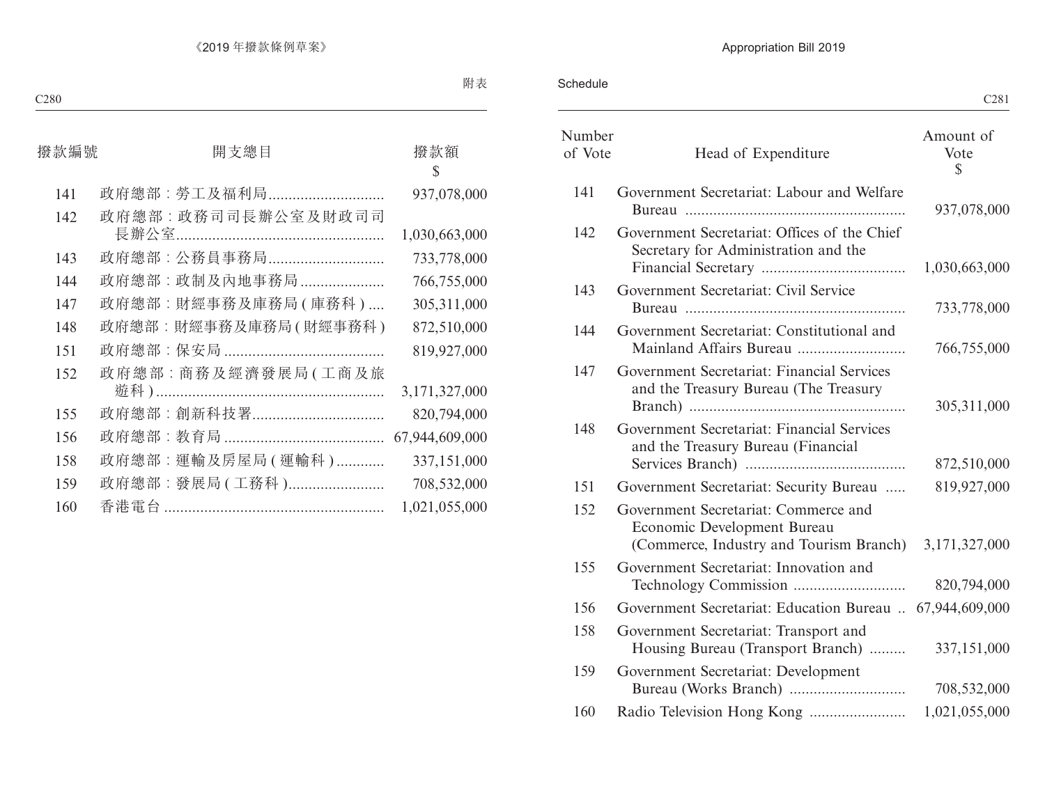附表

| 撥款編號 | 開支總目 | 撥款額 $ |
|---|---|---|
| 141 | 政府總部：勞工及福利局 | 937,078,000 |
| 142 | 政府總部：政務司司長辦公室及財政司司長辦公室 | 1,030,663,000 |
| 143 | 政府總部：公務員事務局 | 733,778,000 |
| 144 | 政府總部：政制及內地事務局 | 766,755,000 |
| 147 | 政府總部：財經事務及庫務局 (庫務科) | 305,311,000 |
| 148 | 政府總部：財經事務及庫務局 (財經事務科) | 872,510,000 |
| 151 | 政府總部：保安局 | 819,927,000 |
| 152 | 政府總部：商務及經濟發展局 (工商及旅遊科) | 3,171,327,000 |
| 155 | 政府總部：創新科技署 | 820,794,000 |
| 156 | 政府總部：教育局 | 67,944,609,000 |
| 158 | 政府總部：運輸及房屋局 (運輸科) | 337,151,000 |
| 159 | 政府總部：發展局 (工務科) | 708,532,000 |
| 160 | 香港電台 | 1,021,055,000 |

Schedule

| Number of Vote | Head of Expenditure | Amount of Vote $ |
|---|---|---|
| 141 | Government Secretariat: Labour and Welfare Bureau | 937,078,000 |
| 142 | Government Secretariat: Offices of the Chief Secretary for Administration and the Financial Secretary | 1,030,663,000 |
| 143 | Government Secretariat: Civil Service Bureau | 733,778,000 |
| 144 | Government Secretariat: Constitutional and Mainland Affairs Bureau | 766,755,000 |
| 147 | Government Secretariat: Financial Services and the Treasury Bureau (The Treasury Branch) | 305,311,000 |
| 148 | Government Secretariat: Financial Services and the Treasury Bureau (Financial Services Branch) | 872,510,000 |
| 151 | Government Secretariat: Security Bureau | 819,927,000 |
| 152 | Government Secretariat: Commerce and Economic Development Bureau (Commerce, Industry and Tourism Branch) | 3,171,327,000 |
| 155 | Government Secretariat: Innovation and Technology Commission | 820,794,000 |
| 156 | Government Secretariat: Education Bureau | 67,944,609,000 |
| 158 | Government Secretariat: Transport and Housing Bureau (Transport Branch) | 337,151,000 |
| 159 | Government Secretariat: Development Bureau (Works Branch) | 708,532,000 |
| 160 | Radio Television Hong Kong | 1,021,055,000 |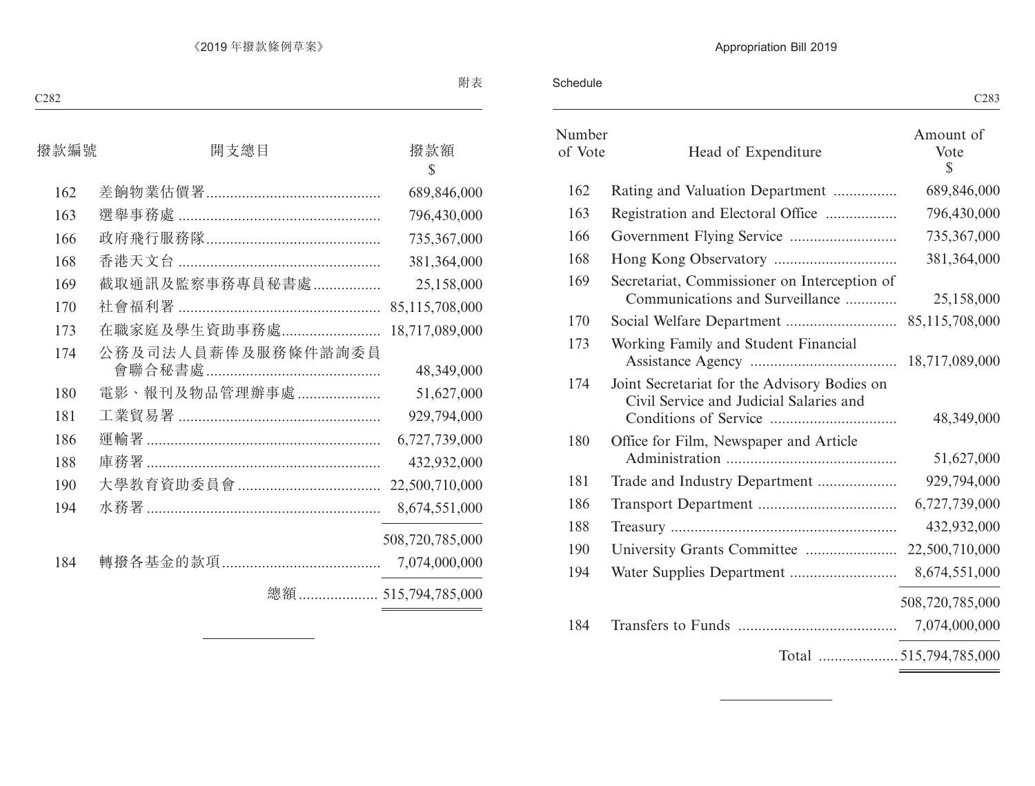附表

| 撥款編號 | 開支總目 | 撥款額 $ |
|---|---|---|
| 162 | 差餉物業估價署 | 689,846,000 |
| 163 | 選舉事務處 | 796,430,000 |
| 166 | 政府飛行服務隊 | 735,367,000 |
| 168 | 香港天文台 | 381,364,000 |
| 169 | 截取通訊及監察事務專員秘書處 | 25,158,000 |
| 170 | 社會福利署 | 85,115,708,000 |
| 173 | 在職家庭及學生資助事務處 | 18,717,089,000 |
| 174 | 公務及司法人員薪俸及服務條件諮詢委員會聯合秘書處 | 48,349,000 |
| 180 | 電影、報刊及物品管理辦事處 | 51,627,000 |
| 181 | 工業貿易署 | 929,794,000 |
| 186 | 運輸署 | 6,727,739,000 |
| 188 | 庫務署 | 432,932,000 |
| 190 | 大學教育資助委員會 | 22,500,710,000 |
| 194 | 水務署 | 8,674,551,000 |
| | | 508,720,785,000 |
| 184 | 轉撥各基金的款項 | 7,074,000,000 |
| | 總額 | 515,794,785,000 |

Schedule

| Number of Vote | Head of Expenditure | Amount of Vote $ |
|---|---|---|
| 162 | Rating and Valuation Department | 689,846,000 |
| 163 | Registration and Electoral Office | 796,430,000 |
| 166 | Government Flying Service | 735,367,000 |
| 168 | Hong Kong Observatory | 381,364,000 |
| 169 | Secretariat, Commissioner on Interception of Communications and Surveillance | 25,158,000 |
| 170 | Social Welfare Department | 85,115,708,000 |
| 173 | Working Family and Student Financial Assistance Agency | 18,717,089,000 |
| 174 | Joint Secretariat for the Advisory Bodies on Civil Service and Judicial Salaries and Conditions of Service | 48,349,000 |
| 180 | Office for Film, Newspaper and Article Administration | 51,627,000 |
| 181 | Trade and Industry Department | 929,794,000 |
| 186 | Transport Department | 6,727,739,000 |
| 188 | Treasury | 432,932,000 |
| 190 | University Grants Committee | 22,500,710,000 |
| 194 | Water Supplies Department | 8,674,551,000 |
| | | 508,720,785,000 |
| 184 | Transfers to Funds | 7,074,000,000 |
| | Total | 515,794,785,000 |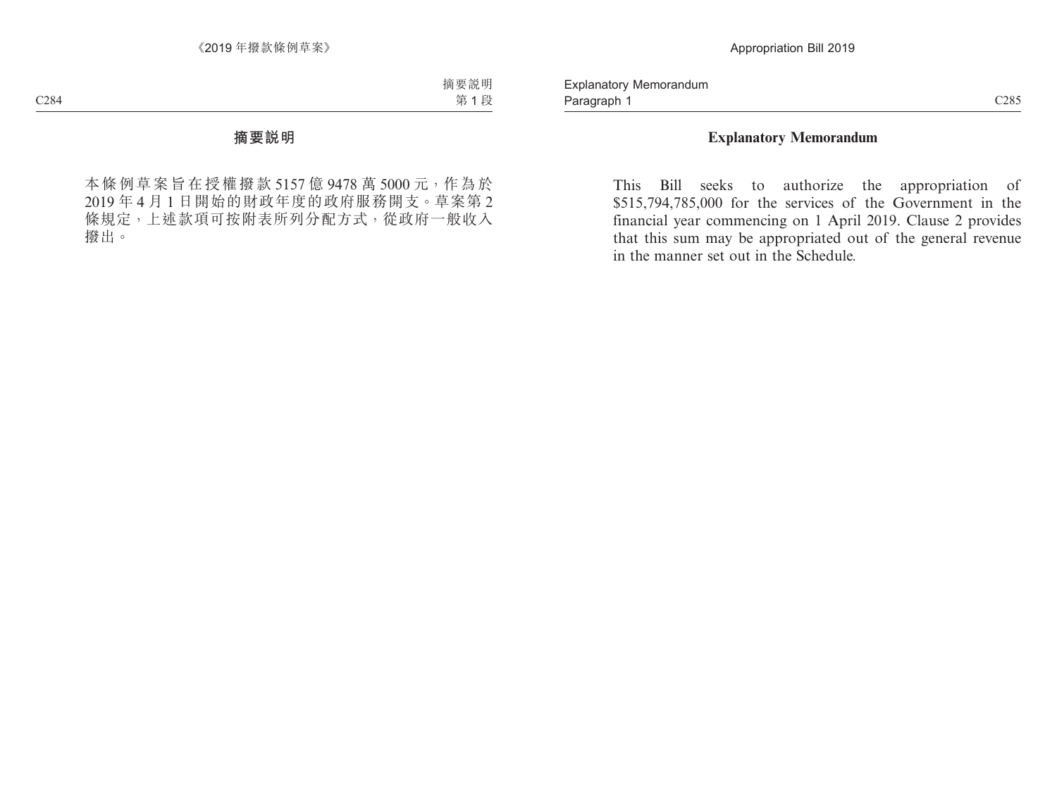## 摘要説明

本條例草案旨在授權撥款 5157 億 9478 萬 5000 元，作為於 2019 年 4 月 1 日開始的財政年度的政府服務開支。草案第 2 條規定，上述款項可按附表所列分配方式，從政府一般收入撥出。

## Explanatory Memorandum

This Bill seeks to authorize the appropriation of $515,794,785,000 for the services of the Government in the financial year commencing on 1 April 2019. Clause 2 provides that this sum may be appropriated out of the general revenue in the manner set out in the Schedule.